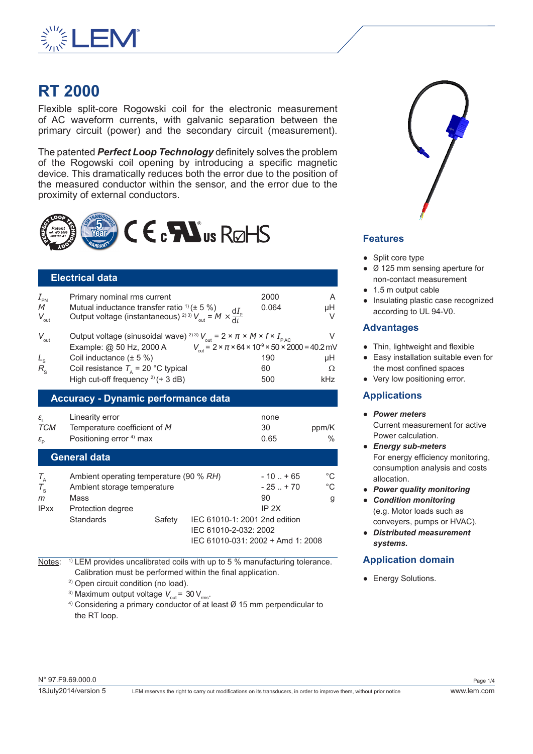# RT 2000

Flexible split-core Rogowski coil for the electronic measurement of AC waveform currents, with galvanic separation between the primary circuit (power) and the secondary circuit (measurement).

The patented ***Perfect Loop Technology*** definitely solves the problem of the Rogowski coil opening by introducing a specific magnetic device. This dramatically reduces both the error due to the position of the measured conductor within the sensor, and the error due to the proximity of external conductors.

## Electrical data

| | | | |
|---|---|---|---|
| $I_{PN}$ | Primary nominal rms current | 2000 | A |
| $M$ | Mutual inductance transfer ratio [1] (± 5 %) | 0.064 | µH |
| $V_{out}$ | Output voltage (instantaneous) [2] [3] $V_{out} = M \times \frac{dI_P}{dt}$ | | V |
| $V_{out}$ | Output voltage (sinusoidal wave) [2] [3] $V_{out} = 2 \times \pi \times M \times f \times I_{P\,AC}$ | | V |
| | Example: @ 50 Hz, 2000 A | $V_{out} = 2 \times \pi \times 64 \times 10^{-9} \times 50 \times 2000 = 40.2$ mV | |
| $L_S$ | Coil inductance (± 5 %) | 190 | µH |
| $R_S$ | Coil resistance $T_A$ = 20 °C typical | 60 | Ω |
| | High cut-off frequency [2] (+ 3 dB) | 500 | kHz |

## Accuracy - Dynamic performance data

| | | | |
|---|---|---|---|
| $\varepsilon_L$ | Linearity error | none | |
| $TCM$ | Temperature coefficient of $M$ | 30 | ppm/K |
| $\varepsilon_P$ | Positioning error [4] max | 0.65 | % |

## General data

| | | | |
|---|---|---|---|
| $T_A$ | Ambient operating temperature (90 % $RH$) | - 10 .. + 65 | °C |
| $T_S$ | Ambient storage temperature | - 25 .. + 70 | °C |
| $m$ | Mass | 90 | g |
| IPxx | Protection degree | IP 2X | |
| | Standards — Safety | IEC 61010-1: 2001 2nd edition<br>IEC 61010-2-032: 2002<br>IEC 61010-031: 2002 + Amd 1: 2008 | |

Notes:
[1] LEM provides uncalibrated coils with up to 5 % manufacturing tolerance. Calibration must be performed within the final application.
[2] Open circuit condition (no load).
[3] Maximum output voltage $V_{out}$ = 30 $V_{rms}$.
[4] Considering a primary conductor of at least Ø 15 mm perpendicular to the RT loop.

## Features

- Split core type
- Ø 125 mm sensing aperture for non-contact measurement
- 1.5 m output cable
- Insulating plastic case recognized according to UL 94-V0.

## Advantages

- Thin, lightweight and flexible
- Easy installation suitable even for the most confined spaces
- Very low positioning error.

## Applications

- ***Power meters***
  Current measurement for active Power calculation.
- ***Energy sub-meters***
  For energy efficiency monitoring, consumption analysis and costs allocation.
- ***Power quality monitoring***
- ***Condition monitoring***
  (e.g. Motor loads such as conveyers, pumps or HVAC).
- ***Distributed measurement systems.***

## Application domain

- Energy Solutions.

N° 97.F9.69.000.0
18July2014/version 5

LEM reserves the right to carry out modifications on its transducers, in order to improve them, without prior notice

www.lem.com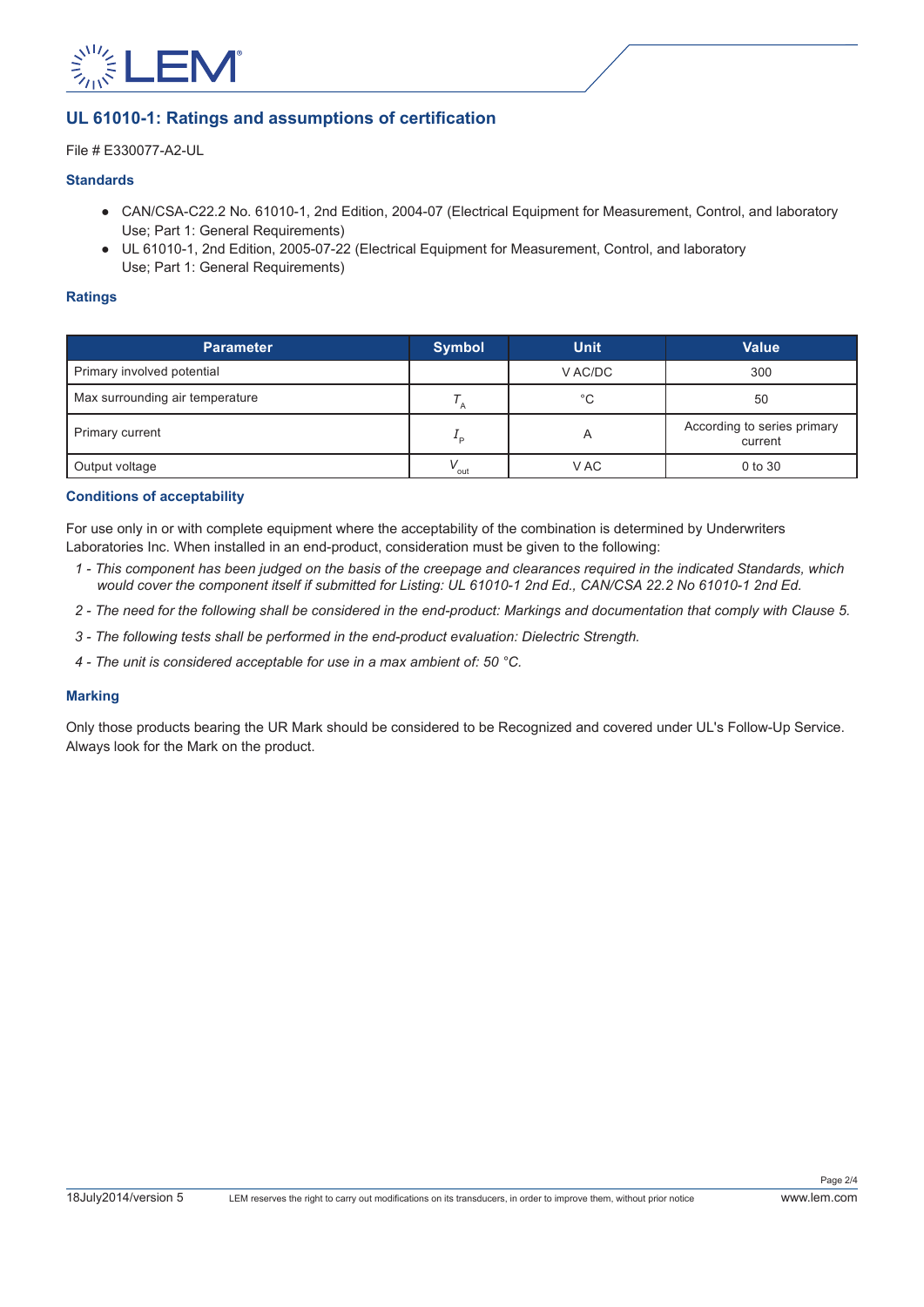## UL 61010-1: Ratings and assumptions of certification

File # E330077-A2-UL

### Standards

- CAN/CSA-C22.2 No. 61010-1, 2nd Edition, 2004-07 (Electrical Equipment for Measurement, Control, and laboratory Use; Part 1: General Requirements)
- UL 61010-1, 2nd Edition, 2005-07-22 (Electrical Equipment for Measurement, Control, and laboratory Use; Part 1: General Requirements)

### Ratings

| Parameter | Symbol | Unit | Value |
|---|---|---|---|
| Primary involved potential | | V AC/DC | 300 |
| Max surrounding air temperature | $T_A$ | °C | 50 |
| Primary current | $I_P$ | A | According to series primary current |
| Output voltage | $V_{out}$ | V AC | 0 to 30 |

### Conditions of acceptability

For use only in or with complete equipment where the acceptability of the combination is determined by Underwriters Laboratories Inc. When installed in an end-product, consideration must be given to the following:

*1 - This component has been judged on the basis of the creepage and clearances required in the indicated Standards, which would cover the component itself if submitted for Listing: UL 61010-1 2nd Ed., CAN/CSA 22.2 No 61010-1 2nd Ed.*

*2 - The need for the following shall be considered in the end-product: Markings and documentation that comply with Clause 5.*

*3 - The following tests shall be performed in the end-product evaluation: Dielectric Strength.*

*4 - The unit is considered acceptable for use in a max ambient of: 50 °C.*

### Marking

Only those products bearing the UR Mark should be considered to be Recognized and covered under UL's Follow-Up Service. Always look for the Mark on the product.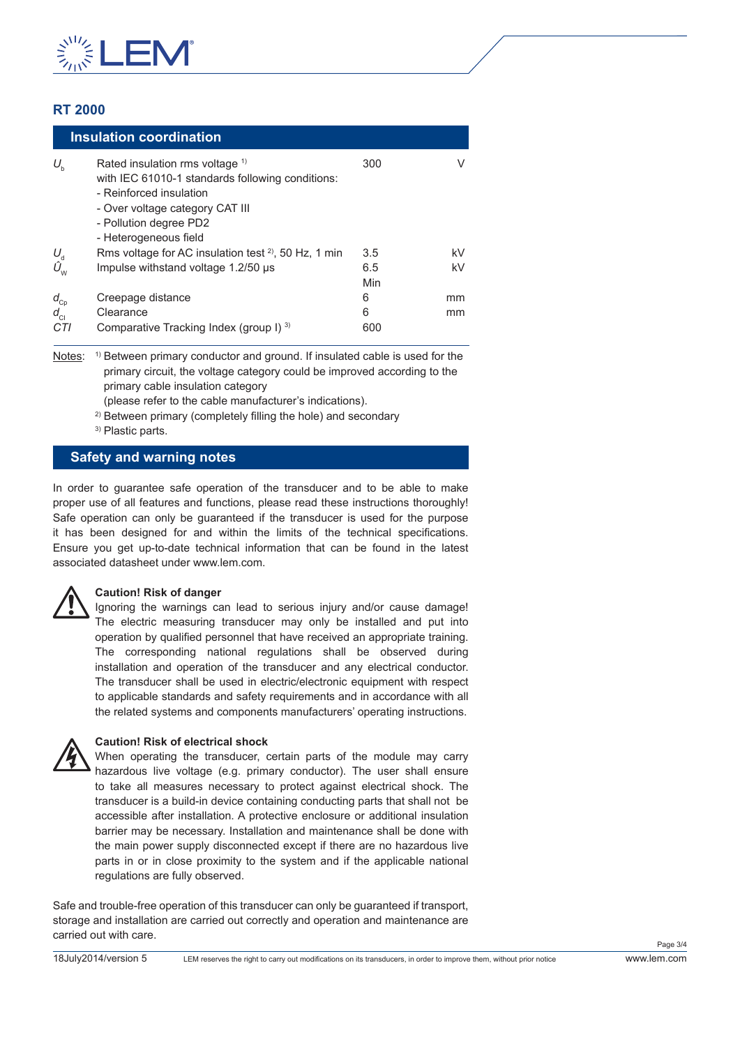## RT 2000

### Insulation coordination

| | | | |
|---|---|---|---|
| $U_b$ | Rated insulation rms voltage [1]<br>with IEC 61010-1 standards following conditions:<br>- Reinforced insulation<br>- Over voltage category CAT III<br>- Pollution degree PD2<br>- Heterogeneous field | 300 | V |
| $U_d$ | Rms voltage for AC insulation test [2], 50 Hz, 1 min | 3.5 | kV |
| $\hat{U}_W$ | Impulse withstand voltage 1.2/50 µs | 6.5 | kV |
| | | Min | |
| $d_{Cp}$ | Creepage distance | 6 | mm |
| $d_{Cl}$ | Clearance | 6 | mm |
| CTI | Comparative Tracking Index (group I) [3] | 600 | |

Notes: [1] Between primary conductor and ground. If insulated cable is used for the primary circuit, the voltage category could be improved according to the primary cable insulation category (please refer to the cable manufacturer's indications).
[2] Between primary (completely filling the hole) and secondary
[3] Plastic parts.

### Safety and warning notes

In order to guarantee safe operation of the transducer and to be able to make proper use of all features and functions, please read these instructions thoroughly! Safe operation can only be guaranteed if the transducer is used for the purpose it has been designed for and within the limits of the technical specifications. Ensure you get up-to-date technical information that can be found in the latest associated datasheet under www.lem.com.

**Caution! Risk of danger**
Ignoring the warnings can lead to serious injury and/or cause damage! The electric measuring transducer may only be installed and put into operation by qualified personnel that have received an appropriate training. The corresponding national regulations shall be observed during installation and operation of the transducer and any electrical conductor. The transducer shall be used in electric/electronic equipment with respect to applicable standards and safety requirements and in accordance with all the related systems and components manufacturers' operating instructions.

**Caution! Risk of electrical shock**
When operating the transducer, certain parts of the module may carry hazardous live voltage (e.g. primary conductor). The user shall ensure to take all measures necessary to protect against electrical shock. The transducer is a build-in device containing conducting parts that shall not be accessible after installation. A protective enclosure or additional insulation barrier may be necessary. Installation and maintenance shall be done with the main power supply disconnected except if there are no hazardous live parts in or in close proximity to the system and if the applicable national regulations are fully observed.

Safe and trouble-free operation of this transducer can only be guaranteed if transport, storage and installation are carried out correctly and operation and maintenance are carried out with care.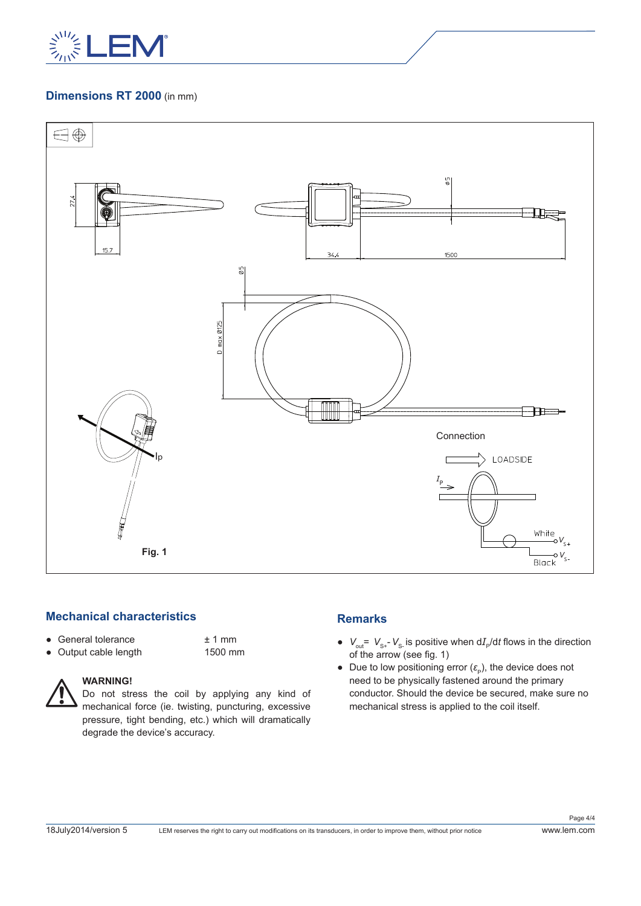## Dimensions RT 2000 (in mm)

27.4

15.7

34.4

1500

Ø5

Ø5

D max Ø125

Ip

Connection

LOADSIDE

$I_P$

White $V_{S+}$

Black $V_{S-}$

Fig. 1

## Mechanical characteristics

- General tolerance ± 1 mm
- Output cable length 1500 mm

**WARNING!**
Do not stress the coil by applying any kind of mechanical force (ie. twisting, puncturing, excessive pressure, tight bending, etc.) which will dramatically degrade the device's accuracy.

## Remarks

- $V_{out} = V_{S+} - V_{S-}$ is positive when $dI_P/dt$ flows in the direction of the arrow (see fig. 1)
- Due to low positioning error ($\varepsilon_P$), the device does not need to be physically fastened around the primary conductor. Should the device be secured, make sure no mechanical stress is applied to the coil itself.

18July2014/version 5 LEM reserves the right to carry out modifications on its transducers, in order to improve them, without prior notice www.lem.com